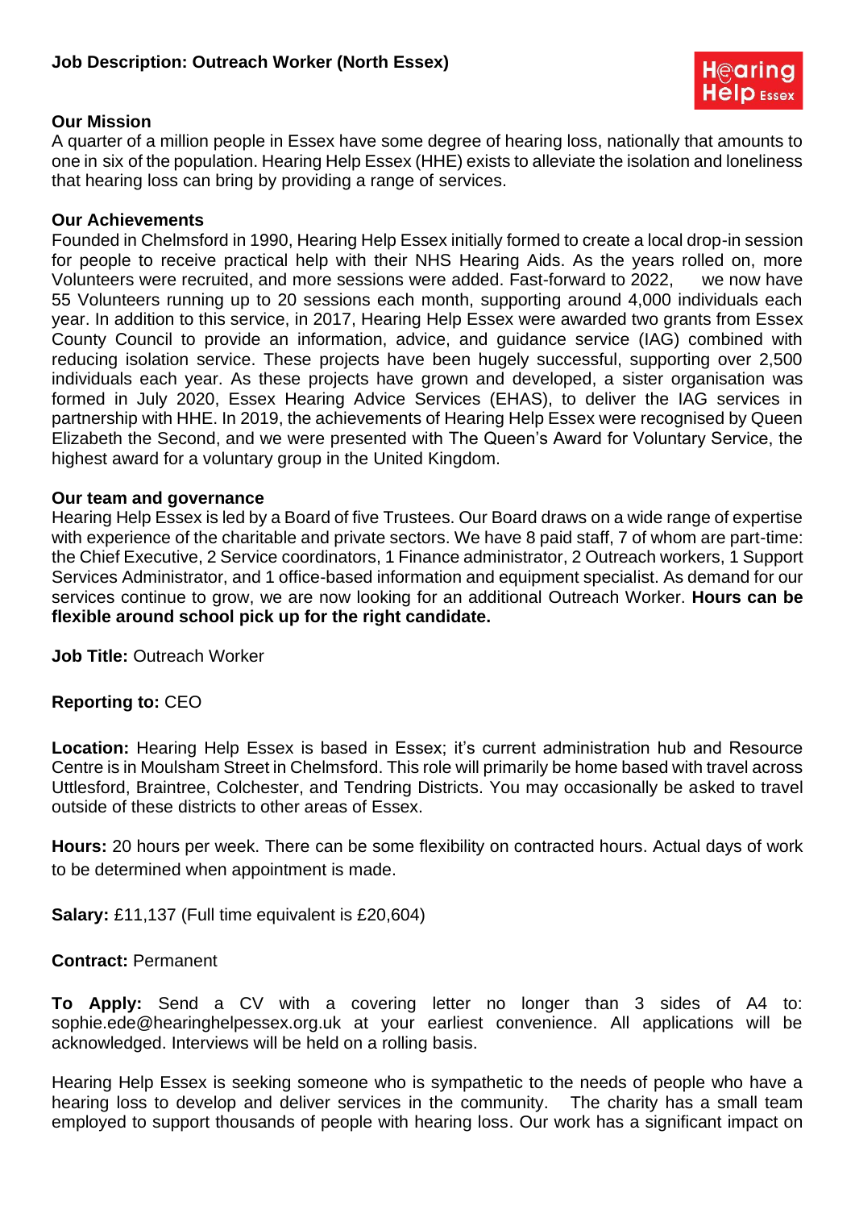# Job Description: Outreach Worker (North Essex)

## Our Mission

A quarter of a million people in Essex have some degree of hearing loss, nationally that amounts to one in six of the population. Hearing Help Essex (HHE) exists to alleviate the isolation and loneliness that hearing loss can bring by providing a range of services.

## Our Achievements

Founded in Chelmsford in 1990, Hearing Help Essex initially formed to create a local drop-in session for people to receive practical help with their NHS Hearing Aids. As the years rolled on, more Volunteers were recruited, and more sessions were added. Fast-forward to 2022, we now have 55 Volunteers running up to 20 sessions each month, supporting around 4,000 individuals each year. In addition to this service, in 2017, Hearing Help Essex were awarded two grants from Essex County Council to provide an information, advice, and guidance service (IAG) combined with reducing isolation service. These projects have been hugely successful, supporting over 2,500 individuals each year. As these projects have grown and developed, a sister organisation was formed in July 2020, Essex Hearing Advice Services (EHAS), to deliver the IAG services in partnership with HHE. In 2019, the achievements of Hearing Help Essex were recognised by Queen Elizabeth the Second, and we were presented with The Queen's Award for Voluntary Service, the highest award for a voluntary group in the United Kingdom.

## Our team and governance

Hearing Help Essex is led by a Board of five Trustees. Our Board draws on a wide range of expertise with experience of the charitable and private sectors. We have 8 paid staff, 7 of whom are part-time: the Chief Executive, 2 Service coordinators, 1 Finance administrator, 2 Outreach workers, 1 Support Services Administrator, and 1 office-based information and equipment specialist. As demand for our services continue to grow, we are now looking for an additional Outreach Worker. **Hours can be flexible around school pick up for the right candidate.**

**Job Title:** Outreach Worker

**Reporting to:** CEO

**Location:** Hearing Help Essex is based in Essex; it's current administration hub and Resource Centre is in Moulsham Street in Chelmsford. This role will primarily be home based with travel across Uttlesford, Braintree, Colchester, and Tendring Districts. You may occasionally be asked to travel outside of these districts to other areas of Essex.

**Hours:** 20 hours per week. There can be some flexibility on contracted hours. Actual days of work to be determined when appointment is made.

**Salary:** £11,137 (Full time equivalent is £20,604)

**Contract:** Permanent

**To Apply:** Send a CV with a covering letter no longer than 3 sides of A4 to: sophie.ede@hearinghelpessex.org.uk at your earliest convenience. All applications will be acknowledged. Interviews will be held on a rolling basis.

Hearing Help Essex is seeking someone who is sympathetic to the needs of people who have a hearing loss to develop and deliver services in the community. The charity has a small team employed to support thousands of people with hearing loss. Our work has a significant impact on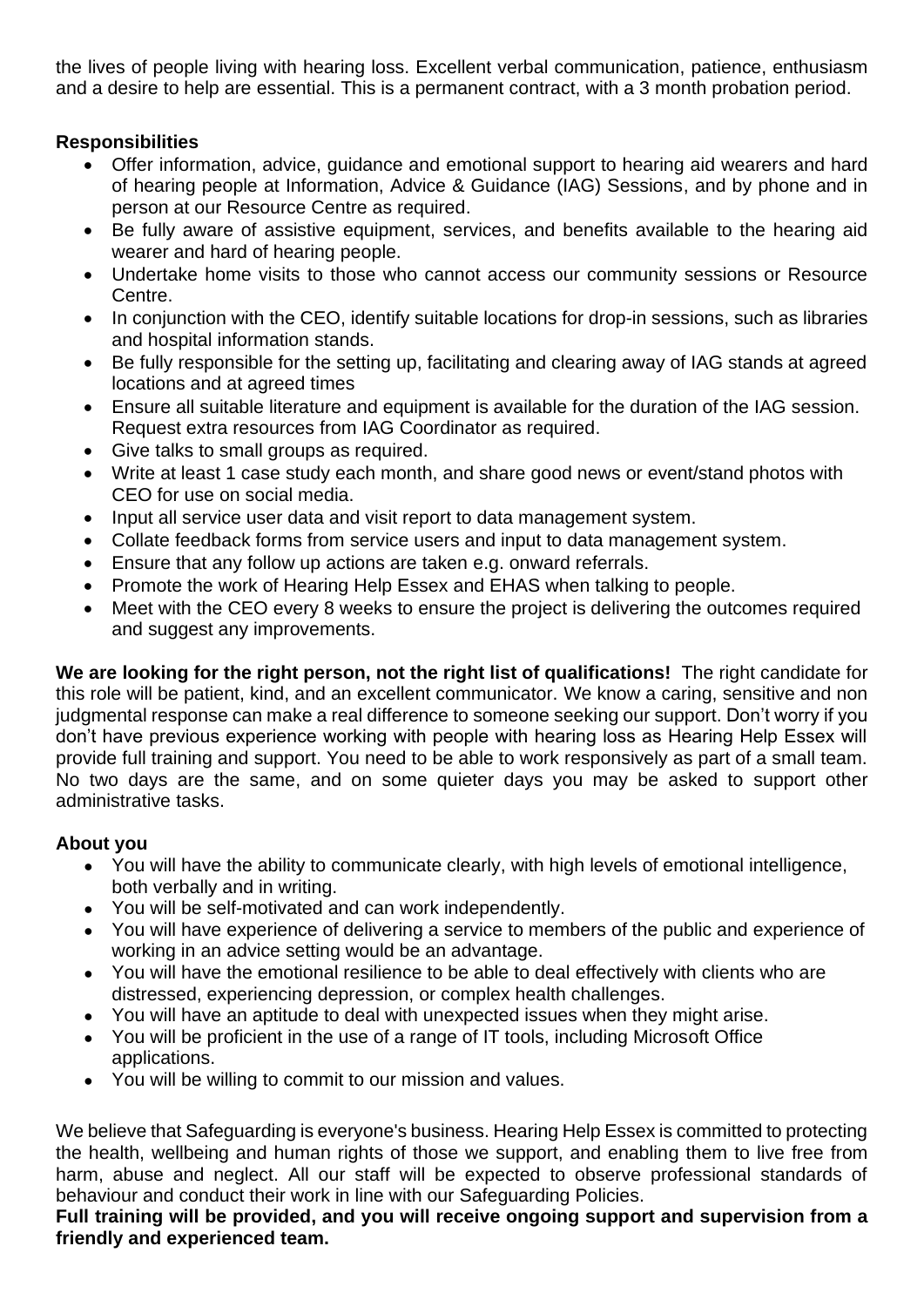the lives of people living with hearing loss. Excellent verbal communication, patience, enthusiasm and a desire to help are essential. This is a permanent contract, with a 3 month probation period.

**Responsibilities**

- Offer information, advice, guidance and emotional support to hearing aid wearers and hard of hearing people at Information, Advice & Guidance (IAG) Sessions, and by phone and in person at our Resource Centre as required.
- Be fully aware of assistive equipment, services, and benefits available to the hearing aid wearer and hard of hearing people.
- Undertake home visits to those who cannot access our community sessions or Resource Centre.
- In conjunction with the CEO, identify suitable locations for drop-in sessions, such as libraries and hospital information stands.
- Be fully responsible for the setting up, facilitating and clearing away of IAG stands at agreed locations and at agreed times
- Ensure all suitable literature and equipment is available for the duration of the IAG session. Request extra resources from IAG Coordinator as required.
- Give talks to small groups as required.
- Write at least 1 case study each month, and share good news or event/stand photos with CEO for use on social media.
- Input all service user data and visit report to data management system.
- Collate feedback forms from service users and input to data management system.
- Ensure that any follow up actions are taken e.g. onward referrals.
- Promote the work of Hearing Help Essex and EHAS when talking to people.
- Meet with the CEO every 8 weeks to ensure the project is delivering the outcomes required and suggest any improvements.

**We are looking for the right person, not the right list of qualifications!** The right candidate for this role will be patient, kind, and an excellent communicator. We know a caring, sensitive and non judgmental response can make a real difference to someone seeking our support. Don't worry if you don't have previous experience working with people with hearing loss as Hearing Help Essex will provide full training and support. You need to be able to work responsively as part of a small team. No two days are the same, and on some quieter days you may be asked to support other administrative tasks.

**About you**

- You will have the ability to communicate clearly, with high levels of emotional intelligence, both verbally and in writing.
- You will be self-motivated and can work independently.
- You will have experience of delivering a service to members of the public and experience of working in an advice setting would be an advantage.
- You will have the emotional resilience to be able to deal effectively with clients who are distressed, experiencing depression, or complex health challenges.
- You will have an aptitude to deal with unexpected issues when they might arise.
- You will be proficient in the use of a range of IT tools, including Microsoft Office applications.
- You will be willing to commit to our mission and values.

We believe that Safeguarding is everyone's business. Hearing Help Essex is committed to protecting the health, wellbeing and human rights of those we support, and enabling them to live free from harm, abuse and neglect. All our staff will be expected to observe professional standards of behaviour and conduct their work in line with our Safeguarding Policies.

**Full training will be provided, and you will receive ongoing support and supervision from a friendly and experienced team.**